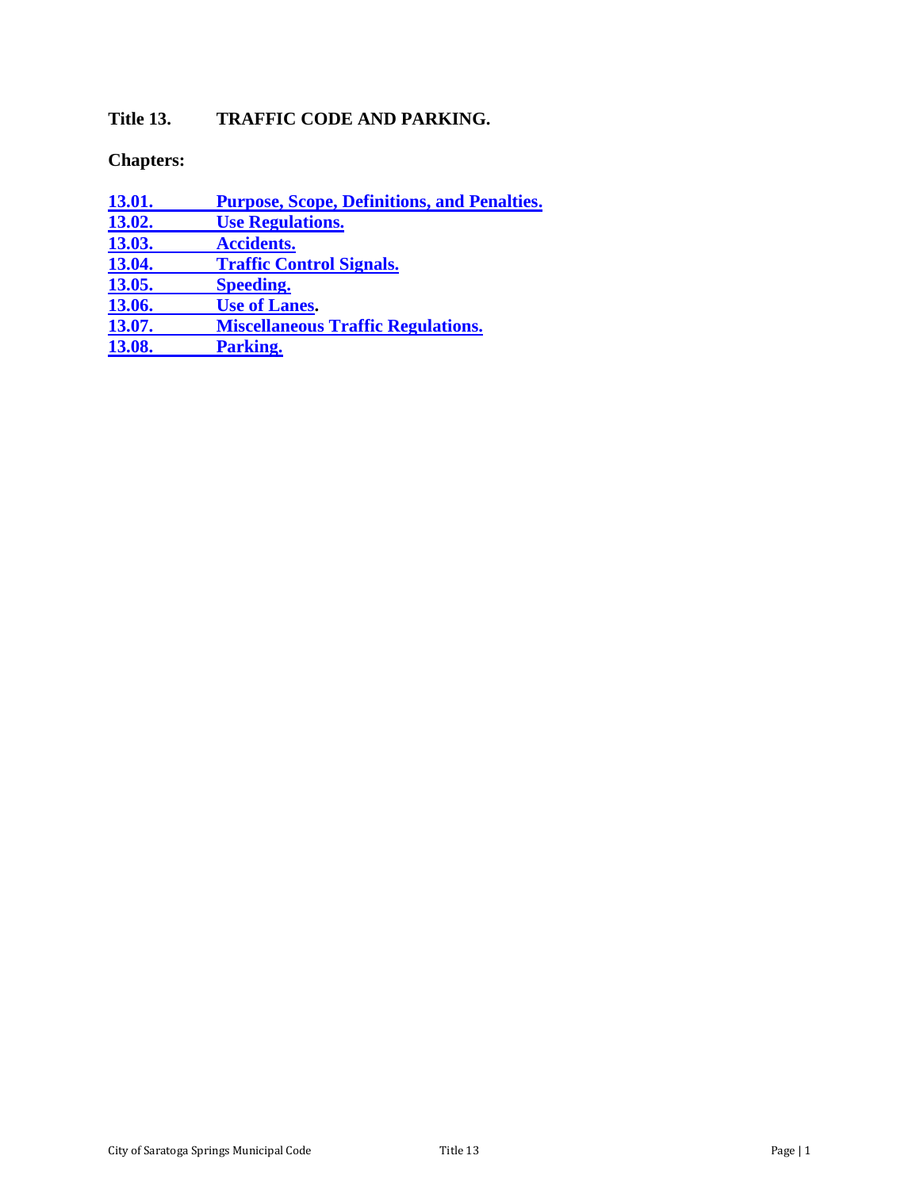# Title 13. TRAFFIC CODE AND PARKING.

**Chapters:**

- **13.01. Purpose, Scope, Definitions, and Penalties.**
- **13.02. Use Regulations.**
- **13.03. Accidents.**
- **13.04. Traffic Control Signals.**
- **13.05. Speeding.**
- **13.06. Use of Lanes.**
- **13.07. Miscellaneous Traffic Regulations.**
- **13.08. Parking.**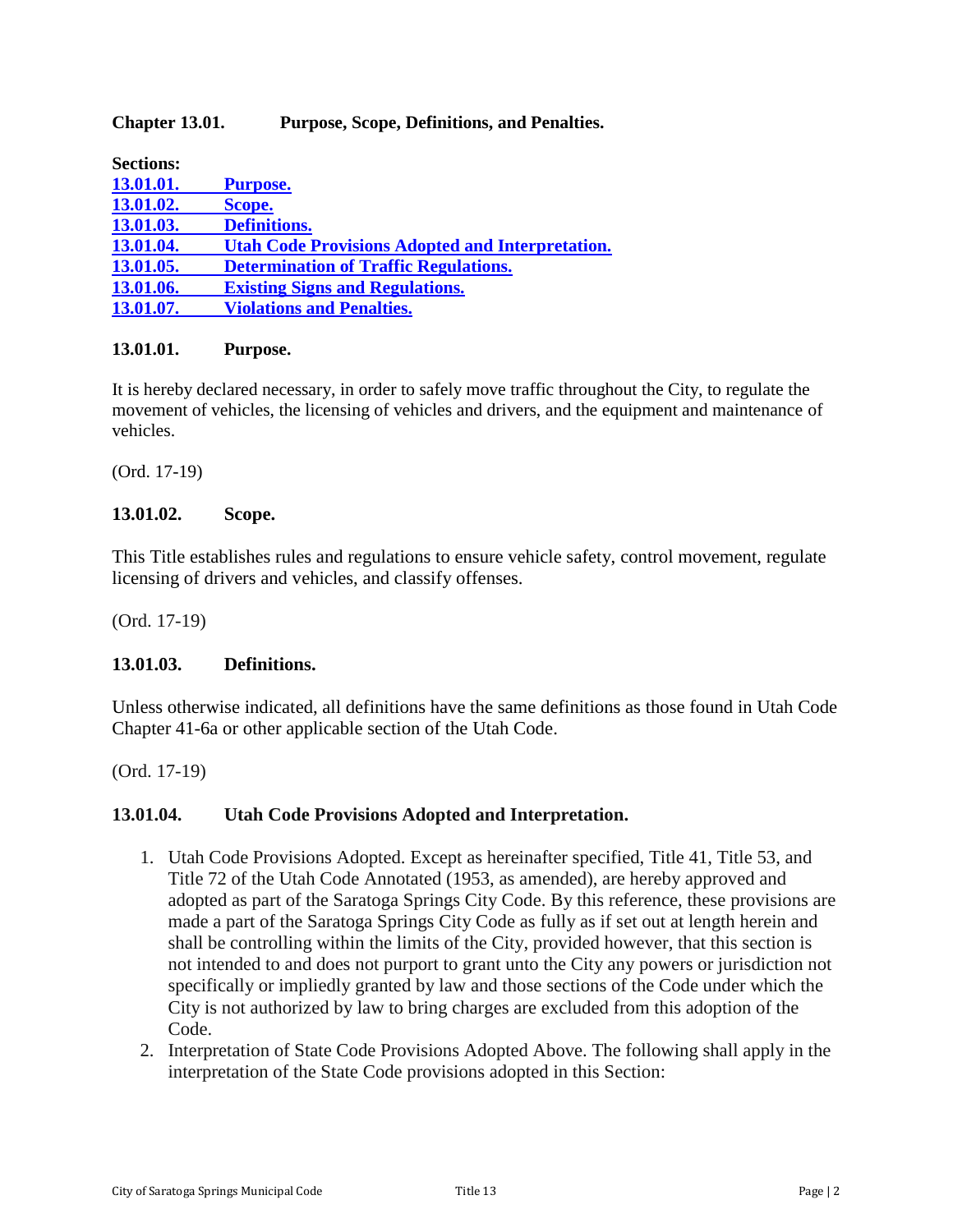## Chapter 13.01. Purpose, Scope, Definitions, and Penalties.

**Sections:**

[13.01.01. Purpose.](#)
[13.01.02. Scope.](#)
[13.01.03. Definitions.](#)
[13.01.04. Utah Code Provisions Adopted and Interpretation.](#)
[13.01.05. Determination of Traffic Regulations.](#)
[13.01.06. Existing Signs and Regulations.](#)
[13.01.07. Violations and Penalties.](#)

### 13.01.01. Purpose.

It is hereby declared necessary, in order to safely move traffic throughout the City, to regulate the movement of vehicles, the licensing of vehicles and drivers, and the equipment and maintenance of vehicles.

(Ord. 17-19)

### 13.01.02. Scope.

This Title establishes rules and regulations to ensure vehicle safety, control movement, regulate licensing of drivers and vehicles, and classify offenses.

(Ord. 17-19)

### 13.01.03. Definitions.

Unless otherwise indicated, all definitions have the same definitions as those found in Utah Code Chapter 41-6a or other applicable section of the Utah Code.

(Ord. 17-19)

### 13.01.04. Utah Code Provisions Adopted and Interpretation.

1. Utah Code Provisions Adopted. Except as hereinafter specified, Title 41, Title 53, and Title 72 of the Utah Code Annotated (1953, as amended), are hereby approved and adopted as part of the Saratoga Springs City Code. By this reference, these provisions are made a part of the Saratoga Springs City Code as fully as if set out at length herein and shall be controlling within the limits of the City, provided however, that this section is not intended to and does not purport to grant unto the City any powers or jurisdiction not specifically or impliedly granted by law and those sections of the Code under which the City is not authorized by law to bring charges are excluded from this adoption of the Code.
2. Interpretation of State Code Provisions Adopted Above. The following shall apply in the interpretation of the State Code provisions adopted in this Section: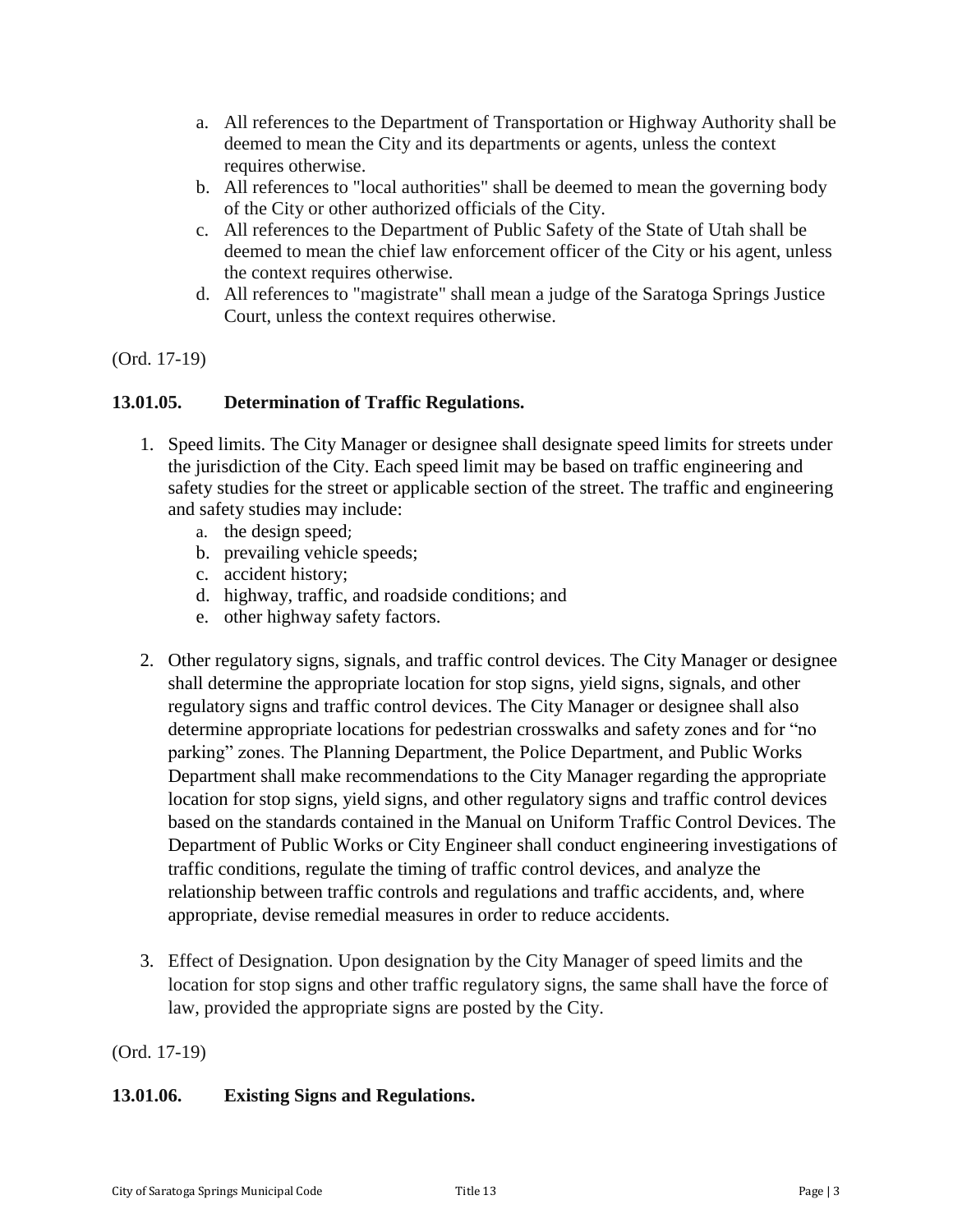a. All references to the Department of Transportation or Highway Authority shall be deemed to mean the City and its departments or agents, unless the context requires otherwise.
b. All references to "local authorities" shall be deemed to mean the governing body of the City or other authorized officials of the City.
c. All references to the Department of Public Safety of the State of Utah shall be deemed to mean the chief law enforcement officer of the City or his agent, unless the context requires otherwise.
d. All references to "magistrate" shall mean a judge of the Saratoga Springs Justice Court, unless the context requires otherwise.

(Ord. 17-19)

### 13.01.05. Determination of Traffic Regulations.

1. Speed limits. The City Manager or designee shall designate speed limits for streets under the jurisdiction of the City. Each speed limit may be based on traffic engineering and safety studies for the street or applicable section of the street. The traffic and engineering and safety studies may include:
   a. the design speed;
   b. prevailing vehicle speeds;
   c. accident history;
   d. highway, traffic, and roadside conditions; and
   e. other highway safety factors.

2. Other regulatory signs, signals, and traffic control devices. The City Manager or designee shall determine the appropriate location for stop signs, yield signs, signals, and other regulatory signs and traffic control devices. The City Manager or designee shall also determine appropriate locations for pedestrian crosswalks and safety zones and for "no parking" zones. The Planning Department, the Police Department, and Public Works Department shall make recommendations to the City Manager regarding the appropriate location for stop signs, yield signs, and other regulatory signs and traffic control devices based on the standards contained in the Manual on Uniform Traffic Control Devices. The Department of Public Works or City Engineer shall conduct engineering investigations of traffic conditions, regulate the timing of traffic control devices, and analyze the relationship between traffic controls and regulations and traffic accidents, and, where appropriate, devise remedial measures in order to reduce accidents.

3. Effect of Designation. Upon designation by the City Manager of speed limits and the location for stop signs and other traffic regulatory signs, the same shall have the force of law, provided the appropriate signs are posted by the City.

(Ord. 17-19)

### 13.01.06. Existing Signs and Regulations.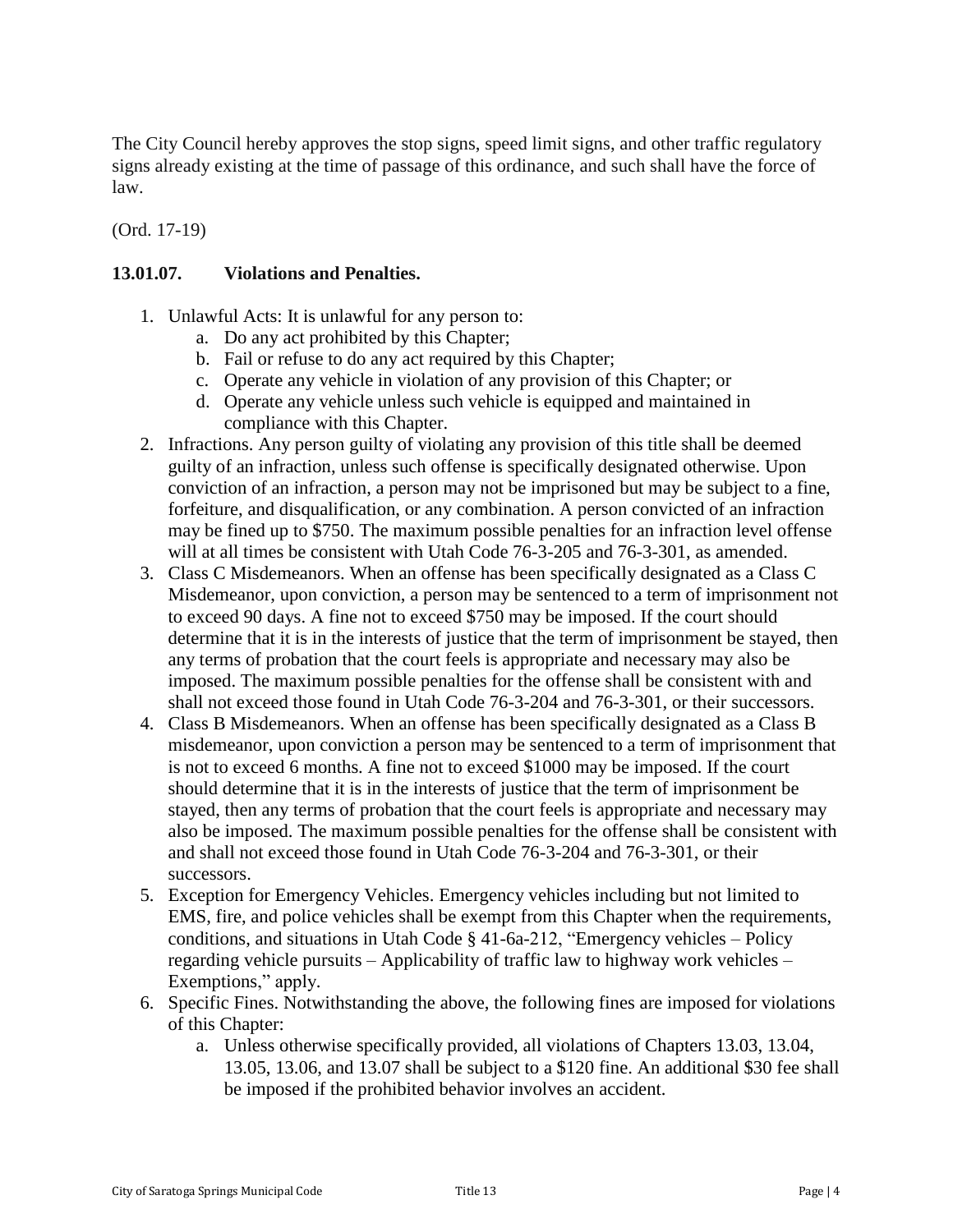The City Council hereby approves the stop signs, speed limit signs, and other traffic regulatory signs already existing at the time of passage of this ordinance, and such shall have the force of law.

(Ord. 17-19)

### 13.01.07. Violations and Penalties.

1. Unlawful Acts: It is unlawful for any person to:
   a. Do any act prohibited by this Chapter;
   b. Fail or refuse to do any act required by this Chapter;
   c. Operate any vehicle in violation of any provision of this Chapter; or
   d. Operate any vehicle unless such vehicle is equipped and maintained in compliance with this Chapter.
2. Infractions. Any person guilty of violating any provision of this title shall be deemed guilty of an infraction, unless such offense is specifically designated otherwise. Upon conviction of an infraction, a person may not be imprisoned but may be subject to a fine, forfeiture, and disqualification, or any combination. A person convicted of an infraction may be fined up to $750. The maximum possible penalties for an infraction level offense will at all times be consistent with Utah Code 76-3-205 and 76-3-301, as amended.
3. Class C Misdemeanors. When an offense has been specifically designated as a Class C Misdemeanor, upon conviction, a person may be sentenced to a term of imprisonment not to exceed 90 days. A fine not to exceed $750 may be imposed. If the court should determine that it is in the interests of justice that the term of imprisonment be stayed, then any terms of probation that the court feels is appropriate and necessary may also be imposed. The maximum possible penalties for the offense shall be consistent with and shall not exceed those found in Utah Code 76-3-204 and 76-3-301, or their successors.
4. Class B Misdemeanors. When an offense has been specifically designated as a Class B misdemeanor, upon conviction a person may be sentenced to a term of imprisonment that is not to exceed 6 months. A fine not to exceed $1000 may be imposed. If the court should determine that it is in the interests of justice that the term of imprisonment be stayed, then any terms of probation that the court feels is appropriate and necessary may also be imposed. The maximum possible penalties for the offense shall be consistent with and shall not exceed those found in Utah Code 76-3-204 and 76-3-301, or their successors.
5. Exception for Emergency Vehicles. Emergency vehicles including but not limited to EMS, fire, and police vehicles shall be exempt from this Chapter when the requirements, conditions, and situations in Utah Code § 41-6a-212, "Emergency vehicles – Policy regarding vehicle pursuits – Applicability of traffic law to highway work vehicles – Exemptions," apply.
6. Specific Fines. Notwithstanding the above, the following fines are imposed for violations of this Chapter:
   a. Unless otherwise specifically provided, all violations of Chapters 13.03, 13.04, 13.05, 13.06, and 13.07 shall be subject to a $120 fine. An additional $30 fee shall be imposed if the prohibited behavior involves an accident.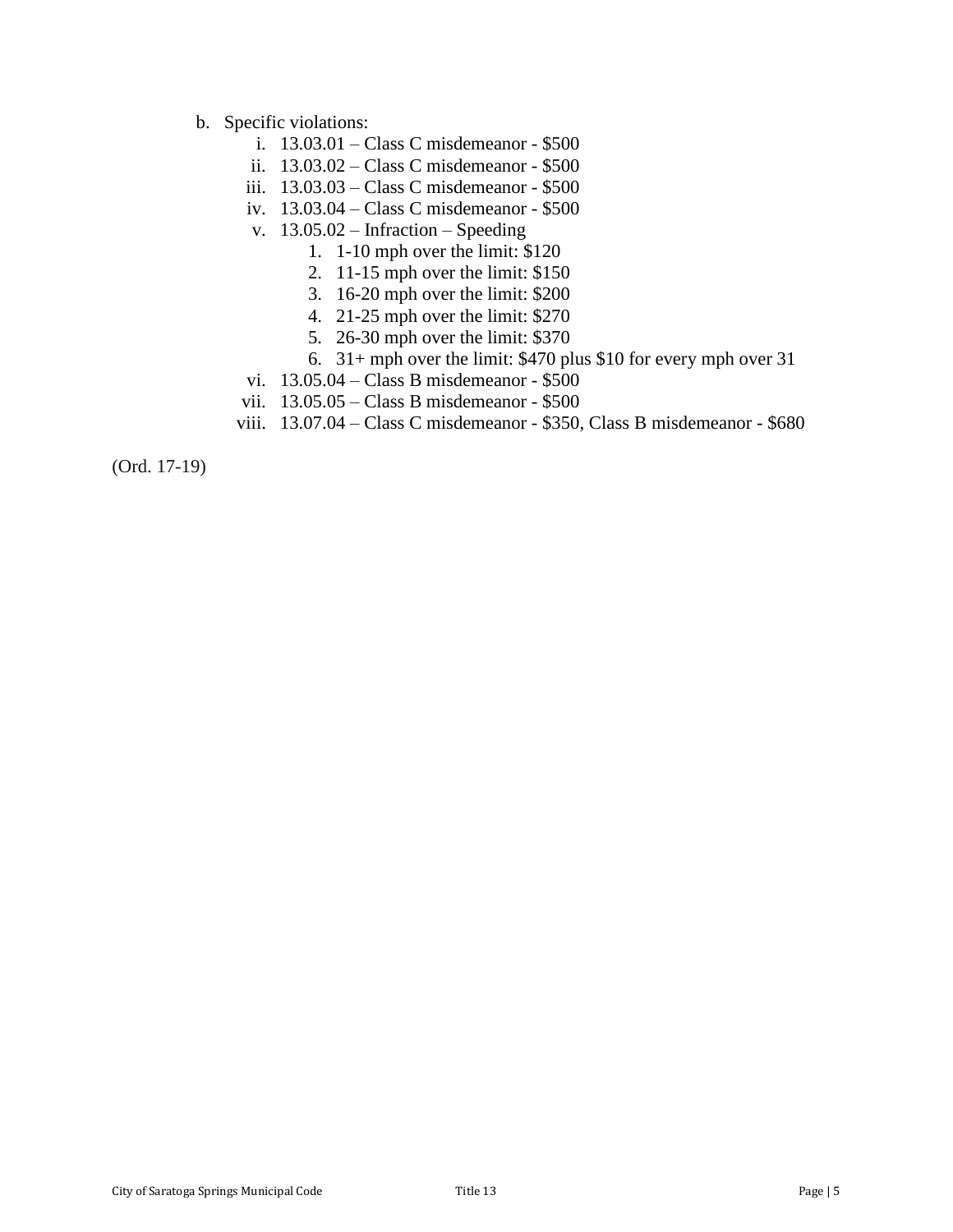b. Specific violations:
   - i. 13.03.01 – Class C misdemeanor - $500
   - ii. 13.03.02 – Class C misdemeanor - $500
   - iii. 13.03.03 – Class C misdemeanor - $500
   - iv. 13.03.04 – Class C misdemeanor - $500
   - v. 13.05.02 – Infraction – Speeding
     1. 1-10 mph over the limit: $120
     2. 11-15 mph over the limit: $150
     3. 16-20 mph over the limit: $200
     4. 21-25 mph over the limit: $270
     5. 26-30 mph over the limit: $370
     6. 31+ mph over the limit: $470 plus $10 for every mph over 31
   - vi. 13.05.04 – Class B misdemeanor - $500
   - vii. 13.05.05 – Class B misdemeanor - $500
   - viii. 13.07.04 – Class C misdemeanor - $350, Class B misdemeanor - $680

(Ord. 17-19)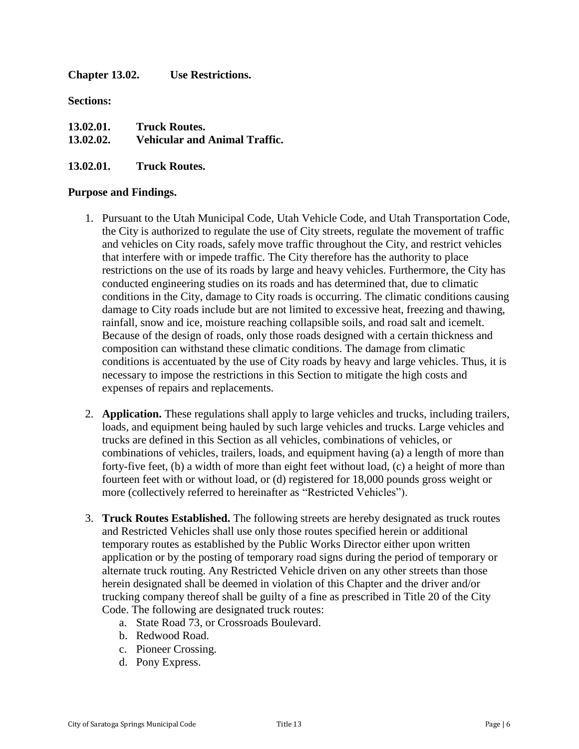## Chapter 13.02. Use Restrictions.

**Sections:**

**13.02.01. Truck Routes.**
**13.02.02. Vehicular and Animal Traffic.**

### 13.02.01. Truck Routes.

**Purpose and Findings.**

1. Pursuant to the Utah Municipal Code, Utah Vehicle Code, and Utah Transportation Code, the City is authorized to regulate the use of City streets, regulate the movement of traffic and vehicles on City roads, safely move traffic throughout the City, and restrict vehicles that interfere with or impede traffic. The City therefore has the authority to place restrictions on the use of its roads by large and heavy vehicles. Furthermore, the City has conducted engineering studies on its roads and has determined that, due to climatic conditions in the City, damage to City roads is occurring. The climatic conditions causing damage to City roads include but are not limited to excessive heat, freezing and thawing, rainfall, snow and ice, moisture reaching collapsible soils, and road salt and icemelt. Because of the design of roads, only those roads designed with a certain thickness and composition can withstand these climatic conditions. The damage from climatic conditions is accentuated by the use of City roads by heavy and large vehicles. Thus, it is necessary to impose the restrictions in this Section to mitigate the high costs and expenses of repairs and replacements.

2. **Application.** These regulations shall apply to large vehicles and trucks, including trailers, loads, and equipment being hauled by such large vehicles and trucks. Large vehicles and trucks are defined in this Section as all vehicles, combinations of vehicles, or combinations of vehicles, trailers, loads, and equipment having (a) a length of more than forty-five feet, (b) a width of more than eight feet without load, (c) a height of more than fourteen feet with or without load, or (d) registered for 18,000 pounds gross weight or more (collectively referred to hereinafter as "Restricted Vehicles").

3. **Truck Routes Established.** The following streets are hereby designated as truck routes and Restricted Vehicles shall use only those routes specified herein or additional temporary routes as established by the Public Works Director either upon written application or by the posting of temporary road signs during the period of temporary or alternate truck routing. Any Restricted Vehicle driven on any other streets than those herein designated shall be deemed in violation of this Chapter and the driver and/or trucking company thereof shall be guilty of a fine as prescribed in Title 20 of the City Code. The following are designated truck routes:
    a. State Road 73, or Crossroads Boulevard.
    b. Redwood Road.
    c. Pioneer Crossing.
    d. Pony Express.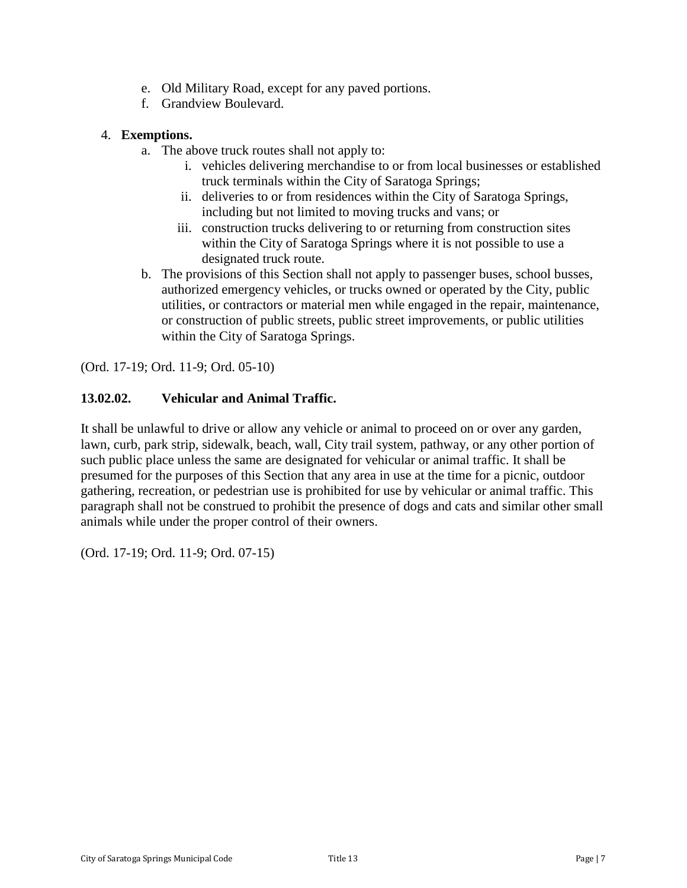e. Old Military Road, except for any paved portions.
f. Grandview Boulevard.

4. **Exemptions.**
   a. The above truck routes shall not apply to:
      i. vehicles delivering merchandise to or from local businesses or established truck terminals within the City of Saratoga Springs;
      ii. deliveries to or from residences within the City of Saratoga Springs, including but not limited to moving trucks and vans; or
      iii. construction trucks delivering to or returning from construction sites within the City of Saratoga Springs where it is not possible to use a designated truck route.
   b. The provisions of this Section shall not apply to passenger buses, school busses, authorized emergency vehicles, or trucks owned or operated by the City, public utilities, or contractors or material men while engaged in the repair, maintenance, or construction of public streets, public street improvements, or public utilities within the City of Saratoga Springs.

(Ord. 17-19; Ord. 11-9; Ord. 05-10)

**13.02.02. Vehicular and Animal Traffic.**

It shall be unlawful to drive or allow any vehicle or animal to proceed on or over any garden, lawn, curb, park strip, sidewalk, beach, wall, City trail system, pathway, or any other portion of such public place unless the same are designated for vehicular or animal traffic. It shall be presumed for the purposes of this Section that any area in use at the time for a picnic, outdoor gathering, recreation, or pedestrian use is prohibited for use by vehicular or animal traffic. This paragraph shall not be construed to prohibit the presence of dogs and cats and similar other small animals while under the proper control of their owners.

(Ord. 17-19; Ord. 11-9; Ord. 07-15)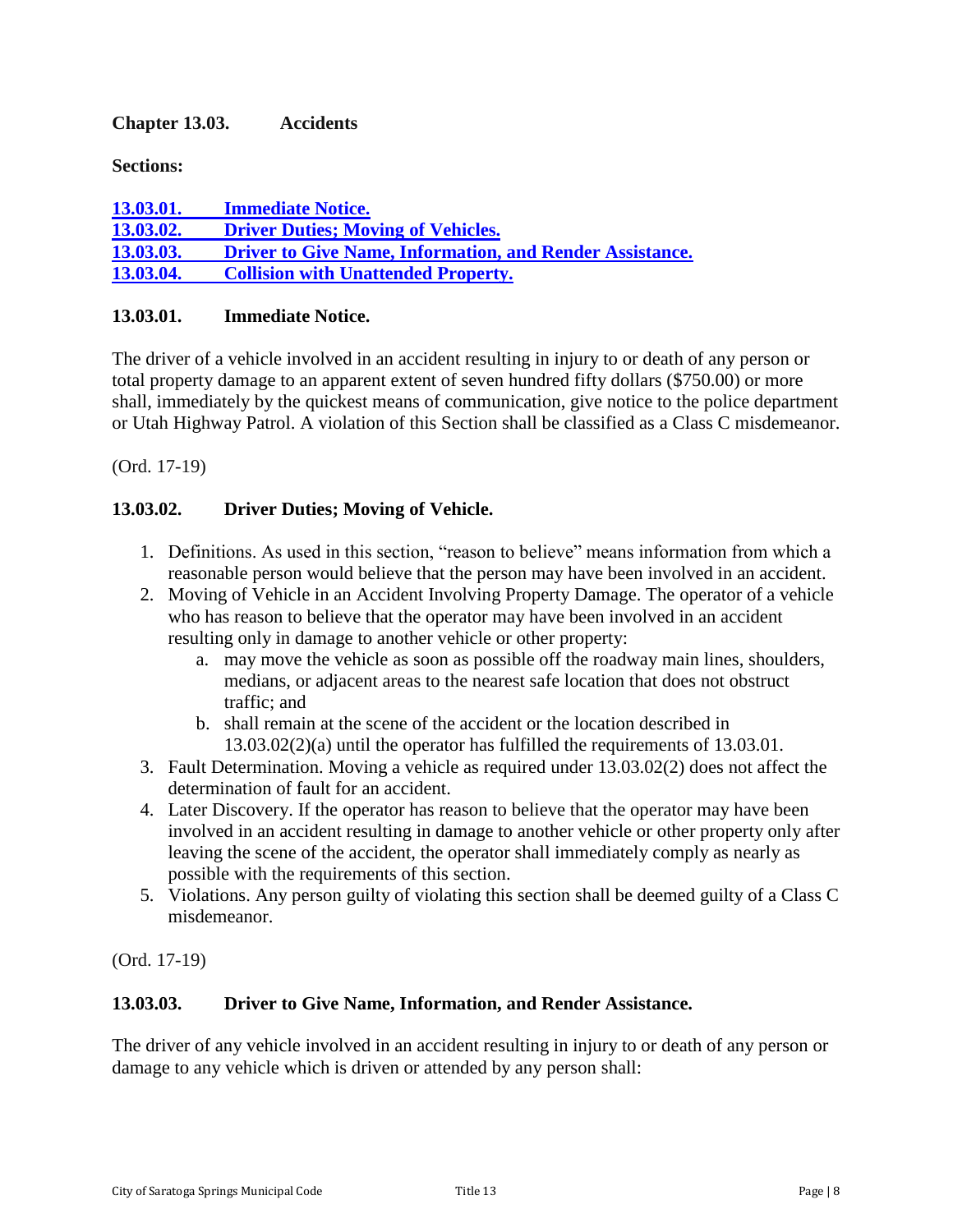## Chapter 13.03. Accidents

**Sections:**

[13.03.01. Immediate Notice.](#)
[13.03.02. Driver Duties; Moving of Vehicles.](#)
[13.03.03. Driver to Give Name, Information, and Render Assistance.](#)
[13.03.04. Collision with Unattended Property.](#)

### 13.03.01. Immediate Notice.

The driver of a vehicle involved in an accident resulting in injury to or death of any person or total property damage to an apparent extent of seven hundred fifty dollars ($750.00) or more shall, immediately by the quickest means of communication, give notice to the police department or Utah Highway Patrol. A violation of this Section shall be classified as a Class C misdemeanor.

(Ord. 17-19)

### 13.03.02. Driver Duties; Moving of Vehicle.

1. Definitions. As used in this section, "reason to believe" means information from which a reasonable person would believe that the person may have been involved in an accident.
2. Moving of Vehicle in an Accident Involving Property Damage. The operator of a vehicle who has reason to believe that the operator may have been involved in an accident resulting only in damage to another vehicle or other property:
   a. may move the vehicle as soon as possible off the roadway main lines, shoulders, medians, or adjacent areas to the nearest safe location that does not obstruct traffic; and
   b. shall remain at the scene of the accident or the location described in 13.03.02(2)(a) until the operator has fulfilled the requirements of 13.03.01.
3. Fault Determination. Moving a vehicle as required under 13.03.02(2) does not affect the determination of fault for an accident.
4. Later Discovery. If the operator has reason to believe that the operator may have been involved in an accident resulting in damage to another vehicle or other property only after leaving the scene of the accident, the operator shall immediately comply as nearly as possible with the requirements of this section.
5. Violations. Any person guilty of violating this section shall be deemed guilty of a Class C misdemeanor.

(Ord. 17-19)

### 13.03.03. Driver to Give Name, Information, and Render Assistance.

The driver of any vehicle involved in an accident resulting in injury to or death of any person or damage to any vehicle which is driven or attended by any person shall: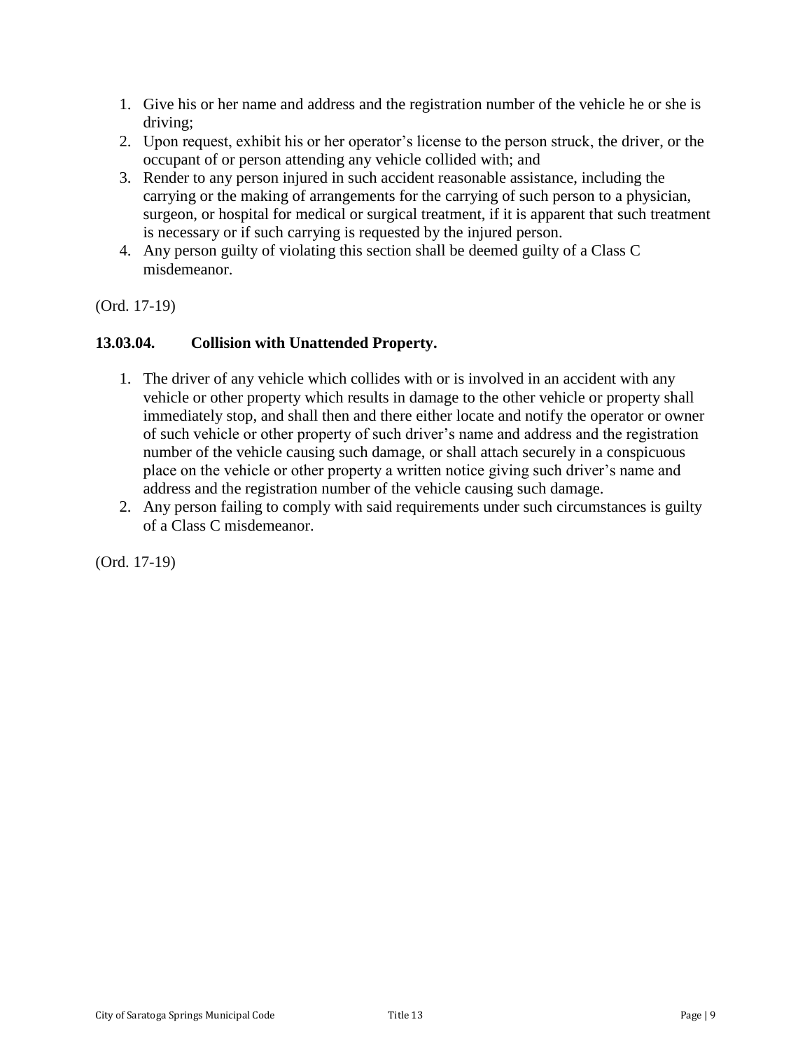1. Give his or her name and address and the registration number of the vehicle he or she is driving;
2. Upon request, exhibit his or her operator's license to the person struck, the driver, or the occupant of or person attending any vehicle collided with; and
3. Render to any person injured in such accident reasonable assistance, including the carrying or the making of arrangements for the carrying of such person to a physician, surgeon, or hospital for medical or surgical treatment, if it is apparent that such treatment is necessary or if such carrying is requested by the injured person.
4. Any person guilty of violating this section shall be deemed guilty of a Class C misdemeanor.

(Ord. 17-19)

### 13.03.04. Collision with Unattended Property.

1. The driver of any vehicle which collides with or is involved in an accident with any vehicle or other property which results in damage to the other vehicle or property shall immediately stop, and shall then and there either locate and notify the operator or owner of such vehicle or other property of such driver's name and address and the registration number of the vehicle causing such damage, or shall attach securely in a conspicuous place on the vehicle or other property a written notice giving such driver's name and address and the registration number of the vehicle causing such damage.
2. Any person failing to comply with said requirements under such circumstances is guilty of a Class C misdemeanor.

(Ord. 17-19)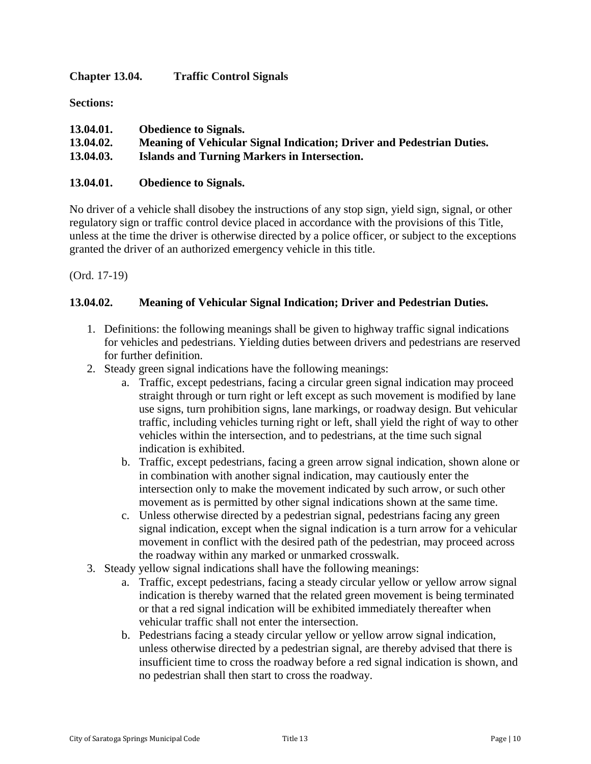## Chapter 13.04. Traffic Control Signals

**Sections:**

**13.04.01. Obedience to Signals.**
**13.04.02. Meaning of Vehicular Signal Indication; Driver and Pedestrian Duties.**
**13.04.03. Islands and Turning Markers in Intersection.**

### 13.04.01. Obedience to Signals.

No driver of a vehicle shall disobey the instructions of any stop sign, yield sign, signal, or other regulatory sign or traffic control device placed in accordance with the provisions of this Title, unless at the time the driver is otherwise directed by a police officer, or subject to the exceptions granted the driver of an authorized emergency vehicle in this title.

(Ord. 17-19)

### 13.04.02. Meaning of Vehicular Signal Indication; Driver and Pedestrian Duties.

1. Definitions: the following meanings shall be given to highway traffic signal indications for vehicles and pedestrians. Yielding duties between drivers and pedestrians are reserved for further definition.
2. Steady green signal indications have the following meanings:
    a. Traffic, except pedestrians, facing a circular green signal indication may proceed straight through or turn right or left except as such movement is modified by lane use signs, turn prohibition signs, lane markings, or roadway design. But vehicular traffic, including vehicles turning right or left, shall yield the right of way to other vehicles within the intersection, and to pedestrians, at the time such signal indication is exhibited.
    b. Traffic, except pedestrians, facing a green arrow signal indication, shown alone or in combination with another signal indication, may cautiously enter the intersection only to make the movement indicated by such arrow, or such other movement as is permitted by other signal indications shown at the same time.
    c. Unless otherwise directed by a pedestrian signal, pedestrians facing any green signal indication, except when the signal indication is a turn arrow for a vehicular movement in conflict with the desired path of the pedestrian, may proceed across the roadway within any marked or unmarked crosswalk.
3. Steady yellow signal indications shall have the following meanings:
    a. Traffic, except pedestrians, facing a steady circular yellow or yellow arrow signal indication is thereby warned that the related green movement is being terminated or that a red signal indication will be exhibited immediately thereafter when vehicular traffic shall not enter the intersection.
    b. Pedestrians facing a steady circular yellow or yellow arrow signal indication, unless otherwise directed by a pedestrian signal, are thereby advised that there is insufficient time to cross the roadway before a red signal indication is shown, and no pedestrian shall then start to cross the roadway.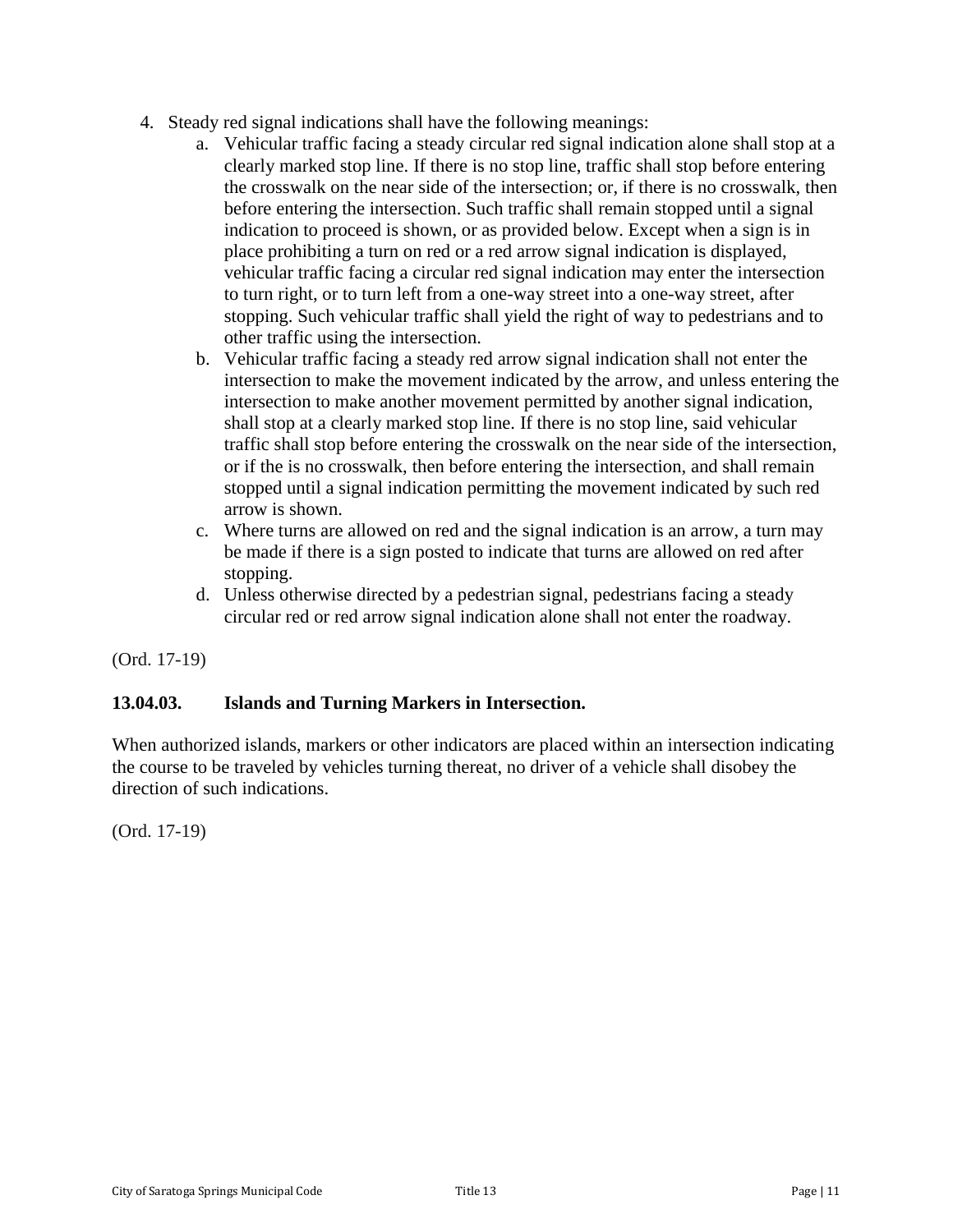4. Steady red signal indications shall have the following meanings:
    a. Vehicular traffic facing a steady circular red signal indication alone shall stop at a clearly marked stop line. If there is no stop line, traffic shall stop before entering the crosswalk on the near side of the intersection; or, if there is no crosswalk, then before entering the intersection. Such traffic shall remain stopped until a signal indication to proceed is shown, or as provided below. Except when a sign is in place prohibiting a turn on red or a red arrow signal indication is displayed, vehicular traffic facing a circular red signal indication may enter the intersection to turn right, or to turn left from a one-way street into a one-way street, after stopping. Such vehicular traffic shall yield the right of way to pedestrians and to other traffic using the intersection.
    b. Vehicular traffic facing a steady red arrow signal indication shall not enter the intersection to make the movement indicated by the arrow, and unless entering the intersection to make another movement permitted by another signal indication, shall stop at a clearly marked stop line. If there is no stop line, said vehicular traffic shall stop before entering the crosswalk on the near side of the intersection, or if the is no crosswalk, then before entering the intersection, and shall remain stopped until a signal indication permitting the movement indicated by such red arrow is shown.
    c. Where turns are allowed on red and the signal indication is an arrow, a turn may be made if there is a sign posted to indicate that turns are allowed on red after stopping.
    d. Unless otherwise directed by a pedestrian signal, pedestrians facing a steady circular red or red arrow signal indication alone shall not enter the roadway.

(Ord. 17-19)

### 13.04.03. Islands and Turning Markers in Intersection.

When authorized islands, markers or other indicators are placed within an intersection indicating the course to be traveled by vehicles turning thereat, no driver of a vehicle shall disobey the direction of such indications.

(Ord. 17-19)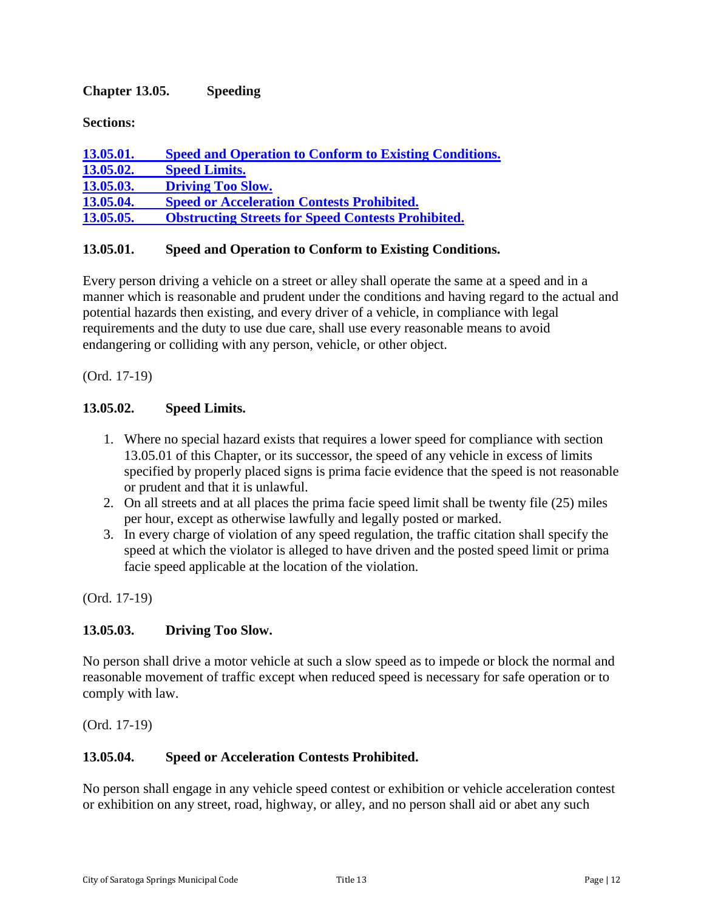## Chapter 13.05. Speeding

**Sections:**

[13.05.01. Speed and Operation to Conform to Existing Conditions.](#)
[13.05.02. Speed Limits.](#)
[13.05.03. Driving Too Slow.](#)
[13.05.04. Speed or Acceleration Contests Prohibited.](#)
[13.05.05. Obstructing Streets for Speed Contests Prohibited.](#)

### 13.05.01. Speed and Operation to Conform to Existing Conditions.

Every person driving a vehicle on a street or alley shall operate the same at a speed and in a manner which is reasonable and prudent under the conditions and having regard to the actual and potential hazards then existing, and every driver of a vehicle, in compliance with legal requirements and the duty to use due care, shall use every reasonable means to avoid endangering or colliding with any person, vehicle, or other object.

(Ord. 17-19)

### 13.05.02. Speed Limits.

1. Where no special hazard exists that requires a lower speed for compliance with section 13.05.01 of this Chapter, or its successor, the speed of any vehicle in excess of limits specified by properly placed signs is prima facie evidence that the speed is not reasonable or prudent and that it is unlawful.
2. On all streets and at all places the prima facie speed limit shall be twenty file (25) miles per hour, except as otherwise lawfully and legally posted or marked.
3. In every charge of violation of any speed regulation, the traffic citation shall specify the speed at which the violator is alleged to have driven and the posted speed limit or prima facie speed applicable at the location of the violation.

(Ord. 17-19)

### 13.05.03. Driving Too Slow.

No person shall drive a motor vehicle at such a slow speed as to impede or block the normal and reasonable movement of traffic except when reduced speed is necessary for safe operation or to comply with law.

(Ord. 17-19)

### 13.05.04. Speed or Acceleration Contests Prohibited.

No person shall engage in any vehicle speed contest or exhibition or vehicle acceleration contest or exhibition on any street, road, highway, or alley, and no person shall aid or abet any such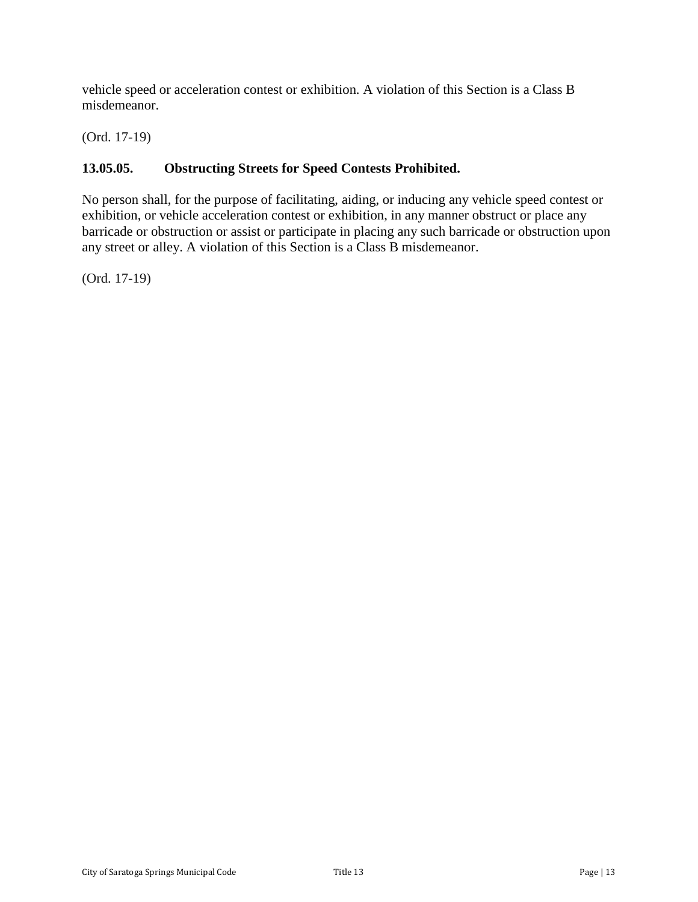vehicle speed or acceleration contest or exhibition. A violation of this Section is a Class B misdemeanor.

(Ord. 17-19)

### 13.05.05. Obstructing Streets for Speed Contests Prohibited.

No person shall, for the purpose of facilitating, aiding, or inducing any vehicle speed contest or exhibition, or vehicle acceleration contest or exhibition, in any manner obstruct or place any barricade or obstruction or assist or participate in placing any such barricade or obstruction upon any street or alley. A violation of this Section is a Class B misdemeanor.

(Ord. 17-19)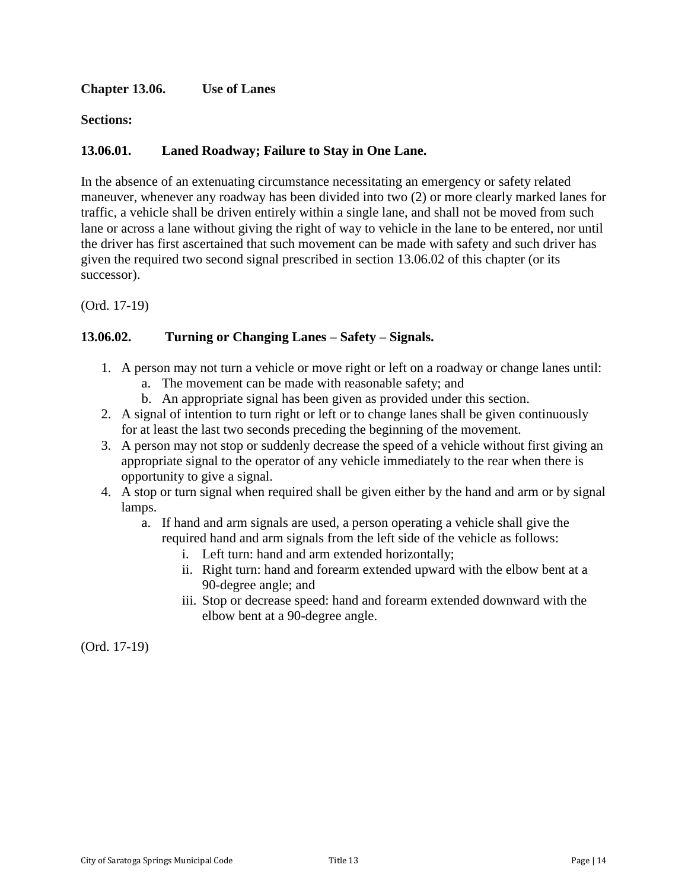## Chapter 13.06. Use of Lanes

**Sections:**

### 13.06.01. Laned Roadway; Failure to Stay in One Lane.

In the absence of an extenuating circumstance necessitating an emergency or safety related maneuver, whenever any roadway has been divided into two (2) or more clearly marked lanes for traffic, a vehicle shall be driven entirely within a single lane, and shall not be moved from such lane or across a lane without giving the right of way to vehicle in the lane to be entered, nor until the driver has first ascertained that such movement can be made with safety and such driver has given the required two second signal prescribed in section 13.06.02 of this chapter (or its successor).

(Ord. 17-19)

### 13.06.02. Turning or Changing Lanes – Safety – Signals.

1. A person may not turn a vehicle or move right or left on a roadway or change lanes until:
    a. The movement can be made with reasonable safety; and
    b. An appropriate signal has been given as provided under this section.
2. A signal of intention to turn right or left or to change lanes shall be given continuously for at least the last two seconds preceding the beginning of the movement.
3. A person may not stop or suddenly decrease the speed of a vehicle without first giving an appropriate signal to the operator of any vehicle immediately to the rear when there is opportunity to give a signal.
4. A stop or turn signal when required shall be given either by the hand and arm or by signal lamps.
    a. If hand and arm signals are used, a person operating a vehicle shall give the required hand and arm signals from the left side of the vehicle as follows:
        i. Left turn: hand and arm extended horizontally;
        ii. Right turn: hand and forearm extended upward with the elbow bent at a 90-degree angle; and
        iii. Stop or decrease speed: hand and forearm extended downward with the elbow bent at a 90-degree angle.

(Ord. 17-19)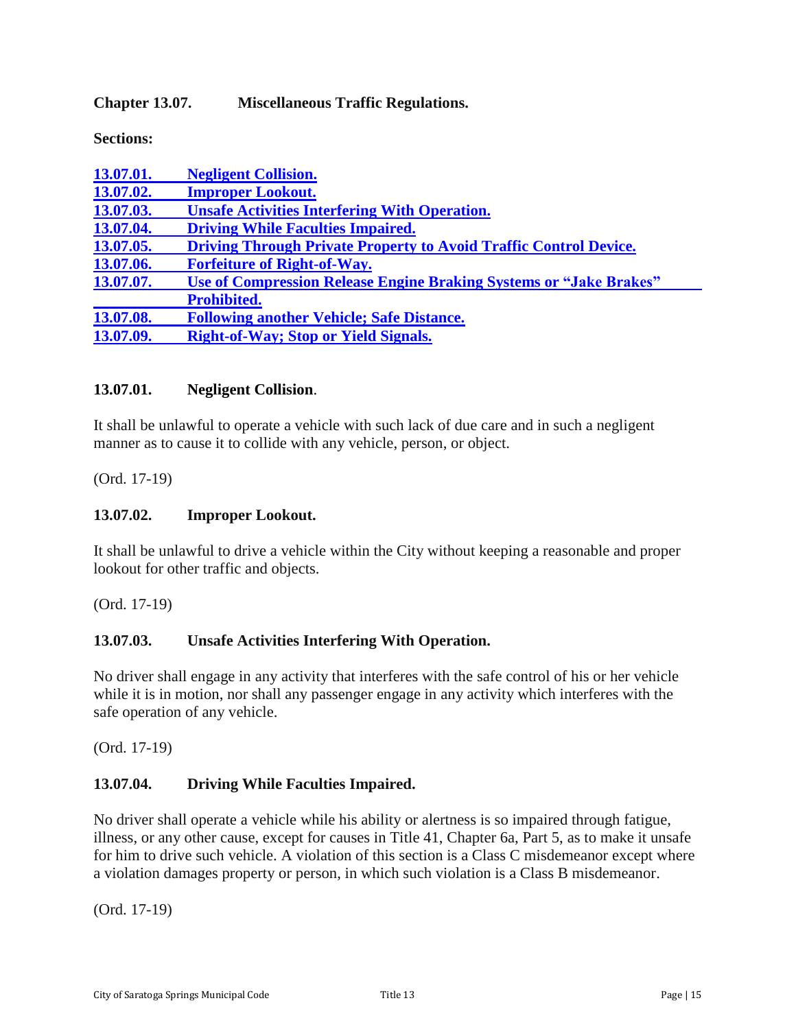## Chapter 13.07. Miscellaneous Traffic Regulations.

**Sections:**

| | |
|---|---|
| 13.07.01. | Negligent Collision. |
| 13.07.02. | Improper Lookout. |
| 13.07.03. | Unsafe Activities Interfering With Operation. |
| 13.07.04. | Driving While Faculties Impaired. |
| 13.07.05. | Driving Through Private Property to Avoid Traffic Control Device. |
| 13.07.06. | Forfeiture of Right-of-Way. |
| 13.07.07. | Use of Compression Release Engine Braking Systems or "Jake Brakes" Prohibited. |
| 13.07.08. | Following another Vehicle; Safe Distance. |
| 13.07.09. | Right-of-Way; Stop or Yield Signals. |

### 13.07.01. Negligent Collision.

It shall be unlawful to operate a vehicle with such lack of due care and in such a negligent manner as to cause it to collide with any vehicle, person, or object.

(Ord. 17-19)

### 13.07.02. Improper Lookout.

It shall be unlawful to drive a vehicle within the City without keeping a reasonable and proper lookout for other traffic and objects.

(Ord. 17-19)

### 13.07.03. Unsafe Activities Interfering With Operation.

No driver shall engage in any activity that interferes with the safe control of his or her vehicle while it is in motion, nor shall any passenger engage in any activity which interferes with the safe operation of any vehicle.

(Ord. 17-19)

### 13.07.04. Driving While Faculties Impaired.

No driver shall operate a vehicle while his ability or alertness is so impaired through fatigue, illness, or any other cause, except for causes in Title 41, Chapter 6a, Part 5, as to make it unsafe for him to drive such vehicle. A violation of this section is a Class C misdemeanor except where a violation damages property or person, in which such violation is a Class B misdemeanor.

(Ord. 17-19)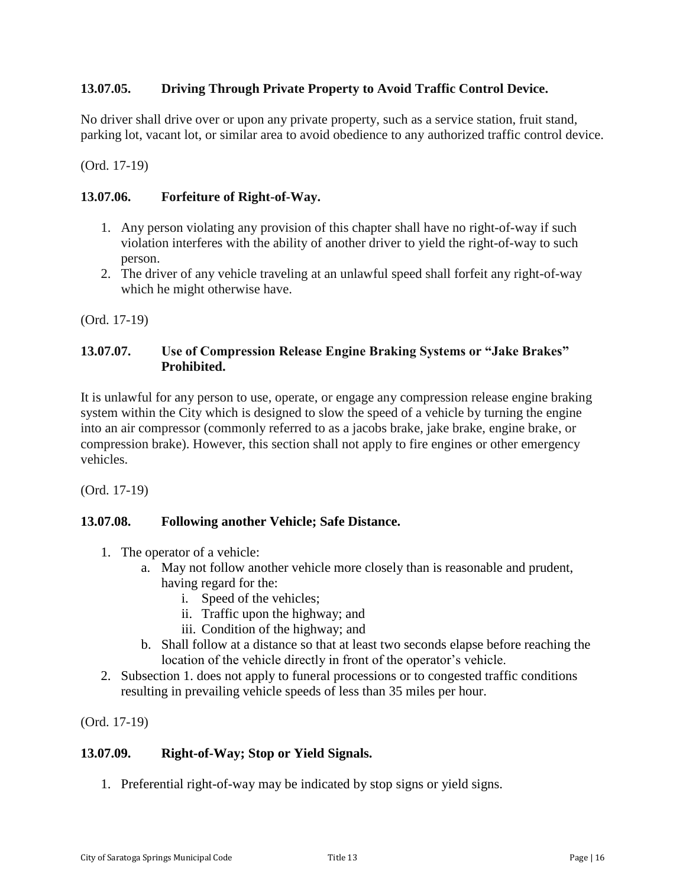### 13.07.05. Driving Through Private Property to Avoid Traffic Control Device.

No driver shall drive over or upon any private property, such as a service station, fruit stand, parking lot, vacant lot, or similar area to avoid obedience to any authorized traffic control device.

(Ord. 17-19)

### 13.07.06. Forfeiture of Right-of-Way.

1. Any person violating any provision of this chapter shall have no right-of-way if such violation interferes with the ability of another driver to yield the right-of-way to such person.
2. The driver of any vehicle traveling at an unlawful speed shall forfeit any right-of-way which he might otherwise have.

(Ord. 17-19)

### 13.07.07. Use of Compression Release Engine Braking Systems or "Jake Brakes" Prohibited.

It is unlawful for any person to use, operate, or engage any compression release engine braking system within the City which is designed to slow the speed of a vehicle by turning the engine into an air compressor (commonly referred to as a jacobs brake, jake brake, engine brake, or compression brake). However, this section shall not apply to fire engines or other emergency vehicles.

(Ord. 17-19)

### 13.07.08. Following another Vehicle; Safe Distance.

1. The operator of a vehicle:
    a. May not follow another vehicle more closely than is reasonable and prudent, having regard for the:
        i. Speed of the vehicles;
        ii. Traffic upon the highway; and
        iii. Condition of the highway; and
    b. Shall follow at a distance so that at least two seconds elapse before reaching the location of the vehicle directly in front of the operator's vehicle.
2. Subsection 1. does not apply to funeral processions or to congested traffic conditions resulting in prevailing vehicle speeds of less than 35 miles per hour.

(Ord. 17-19)

### 13.07.09. Right-of-Way; Stop or Yield Signals.

1. Preferential right-of-way may be indicated by stop signs or yield signs.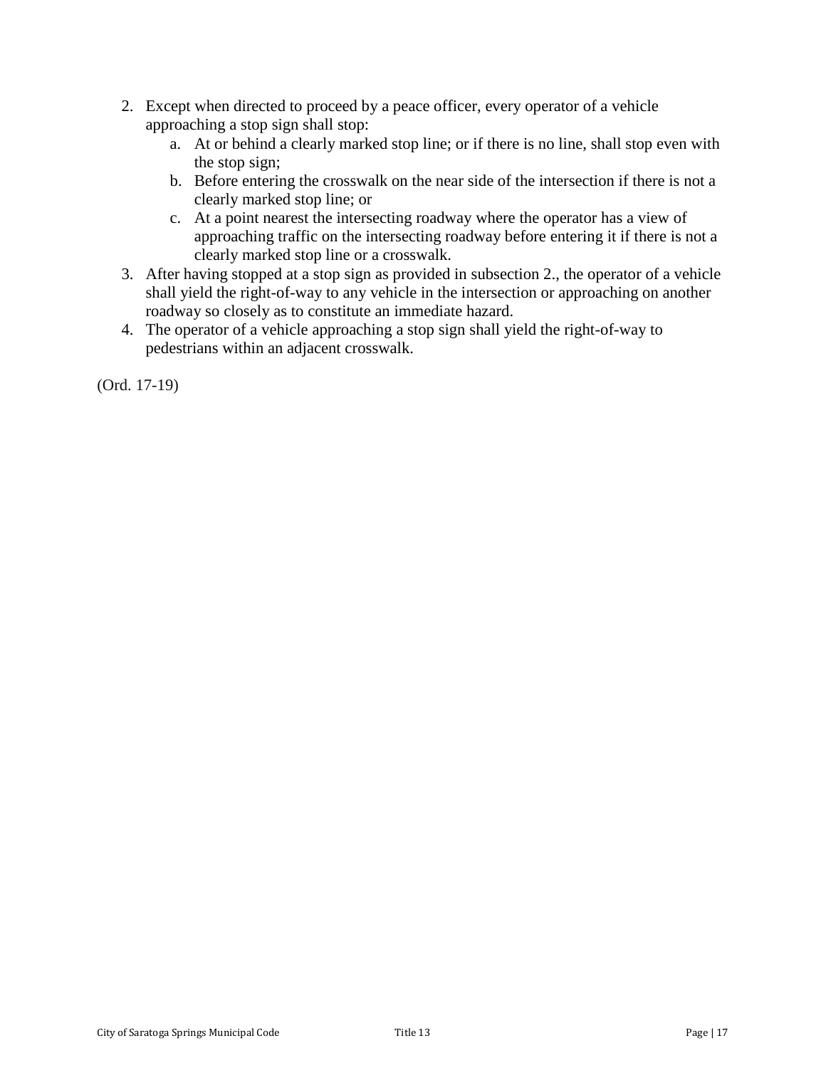2. Except when directed to proceed by a peace officer, every operator of a vehicle approaching a stop sign shall stop:
    a. At or behind a clearly marked stop line; or if there is no line, shall stop even with the stop sign;
    b. Before entering the crosswalk on the near side of the intersection if there is not a clearly marked stop line; or
    c. At a point nearest the intersecting roadway where the operator has a view of approaching traffic on the intersecting roadway before entering it if there is not a clearly marked stop line or a crosswalk.
3. After having stopped at a stop sign as provided in subsection 2., the operator of a vehicle shall yield the right-of-way to any vehicle in the intersection or approaching on another roadway so closely as to constitute an immediate hazard.
4. The operator of a vehicle approaching a stop sign shall yield the right-of-way to pedestrians within an adjacent crosswalk.

(Ord. 17-19)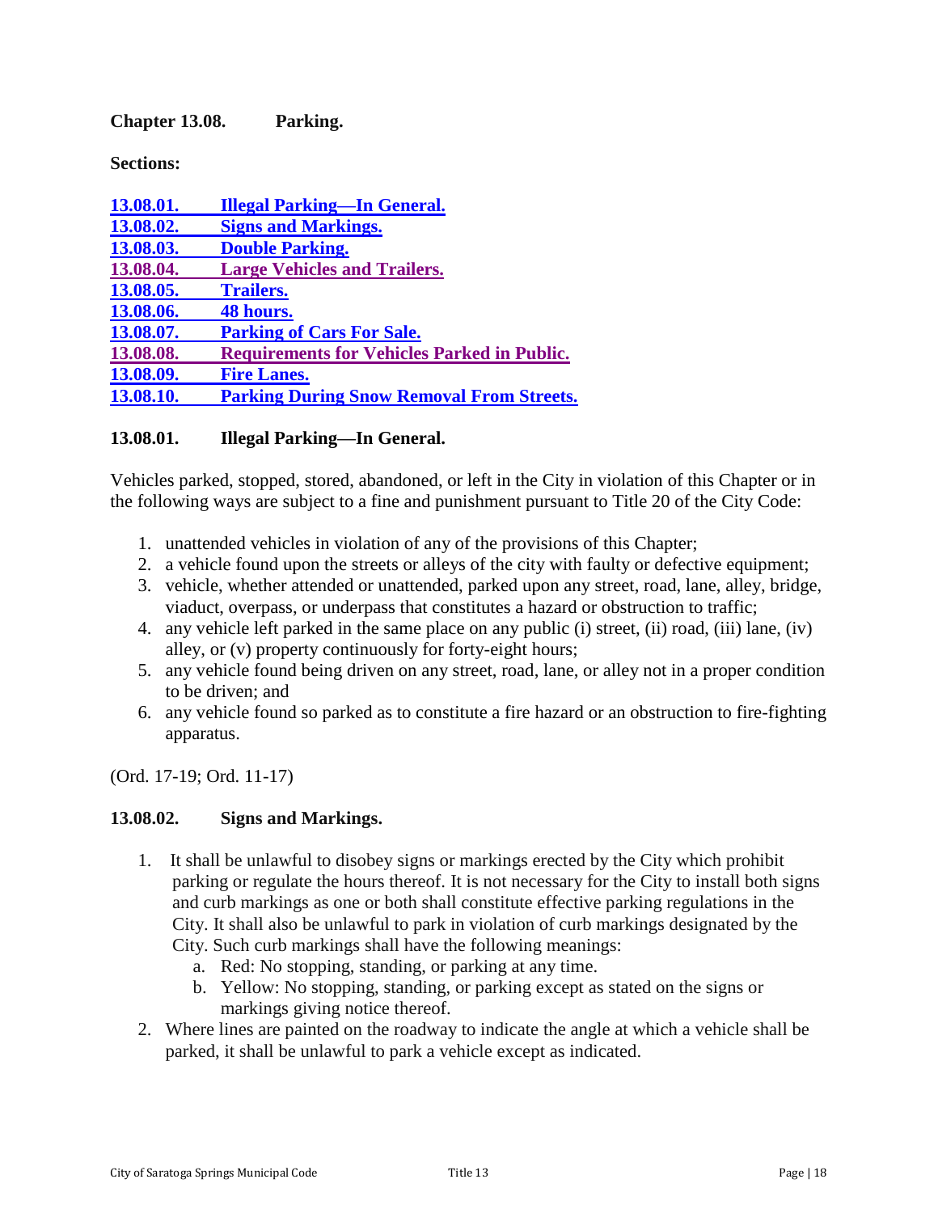## Chapter 13.08. Parking.

**Sections:**

13.08.01. Illegal Parking—In General.
13.08.02. Signs and Markings.
13.08.03. Double Parking.
13.08.04. Large Vehicles and Trailers.
13.08.05. Trailers.
13.08.06. 48 hours.
13.08.07. Parking of Cars For Sale.
13.08.08. Requirements for Vehicles Parked in Public.
13.08.09. Fire Lanes.
13.08.10. Parking During Snow Removal From Streets.

### 13.08.01. Illegal Parking—In General.

Vehicles parked, stopped, stored, abandoned, or left in the City in violation of this Chapter or in the following ways are subject to a fine and punishment pursuant to Title 20 of the City Code:

1. unattended vehicles in violation of any of the provisions of this Chapter;
2. a vehicle found upon the streets or alleys of the city with faulty or defective equipment;
3. vehicle, whether attended or unattended, parked upon any street, road, lane, alley, bridge, viaduct, overpass, or underpass that constitutes a hazard or obstruction to traffic;
4. any vehicle left parked in the same place on any public (i) street, (ii) road, (iii) lane, (iv) alley, or (v) property continuously for forty-eight hours;
5. any vehicle found being driven on any street, road, lane, or alley not in a proper condition to be driven; and
6. any vehicle found so parked as to constitute a fire hazard or an obstruction to fire-fighting apparatus.

(Ord. 17-19; Ord. 11-17)

### 13.08.02. Signs and Markings.

1. It shall be unlawful to disobey signs or markings erected by the City which prohibit parking or regulate the hours thereof. It is not necessary for the City to install both signs and curb markings as one or both shall constitute effective parking regulations in the City. It shall also be unlawful to park in violation of curb markings designated by the City. Such curb markings shall have the following meanings:
   a. Red: No stopping, standing, or parking at any time.
   b. Yellow: No stopping, standing, or parking except as stated on the signs or markings giving notice thereof.
2. Where lines are painted on the roadway to indicate the angle at which a vehicle shall be parked, it shall be unlawful to park a vehicle except as indicated.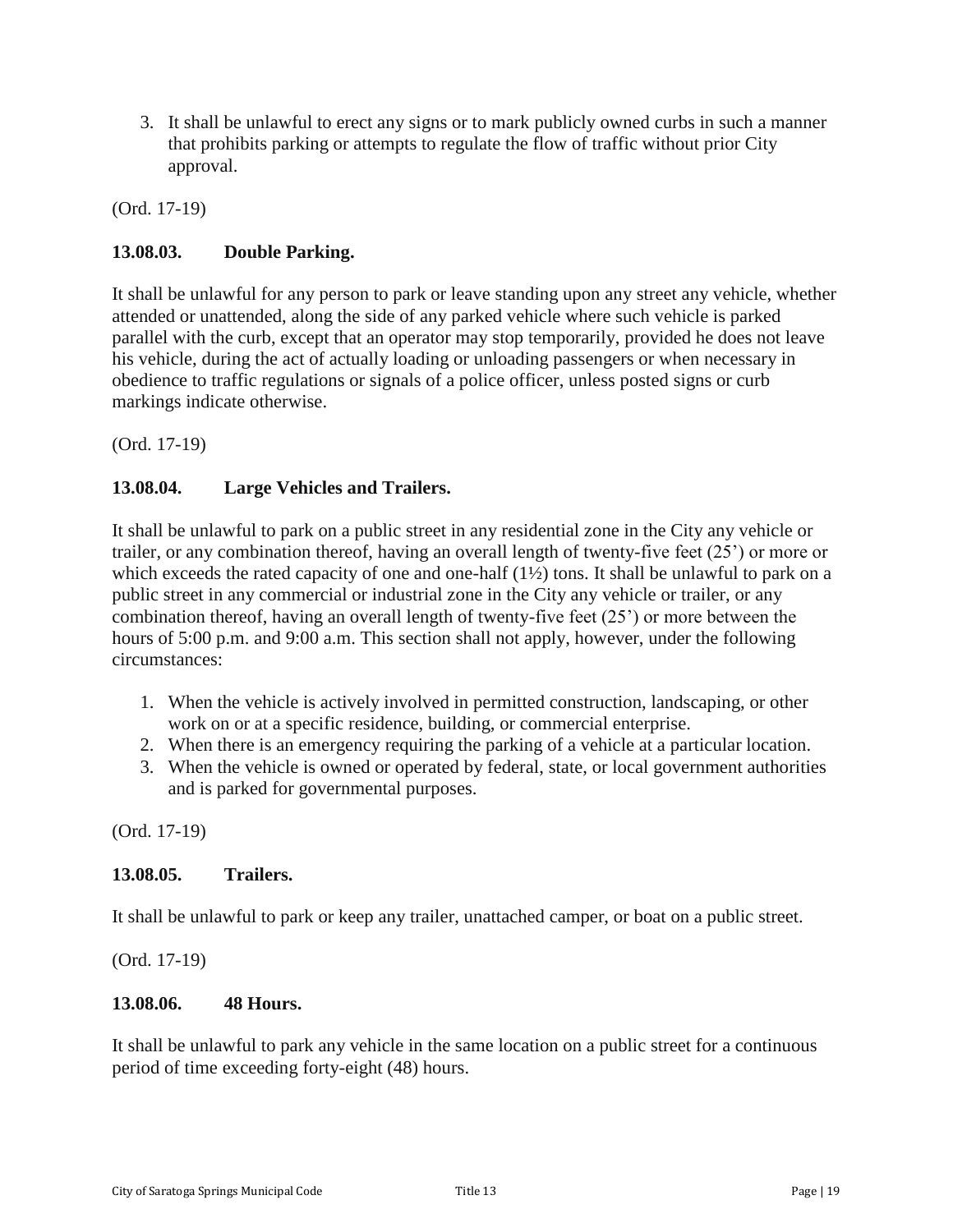3. It shall be unlawful to erect any signs or to mark publicly owned curbs in such a manner that prohibits parking or attempts to regulate the flow of traffic without prior City approval.

(Ord. 17-19)

### 13.08.03. Double Parking.

It shall be unlawful for any person to park or leave standing upon any street any vehicle, whether attended or unattended, along the side of any parked vehicle where such vehicle is parked parallel with the curb, except that an operator may stop temporarily, provided he does not leave his vehicle, during the act of actually loading or unloading passengers or when necessary in obedience to traffic regulations or signals of a police officer, unless posted signs or curb markings indicate otherwise.

(Ord. 17-19)

### 13.08.04. Large Vehicles and Trailers.

It shall be unlawful to park on a public street in any residential zone in the City any vehicle or trailer, or any combination thereof, having an overall length of twenty-five feet (25') or more or which exceeds the rated capacity of one and one-half (1½) tons. It shall be unlawful to park on a public street in any commercial or industrial zone in the City any vehicle or trailer, or any combination thereof, having an overall length of twenty-five feet (25') or more between the hours of 5:00 p.m. and 9:00 a.m. This section shall not apply, however, under the following circumstances:

1. When the vehicle is actively involved in permitted construction, landscaping, or other work on or at a specific residence, building, or commercial enterprise.
2. When there is an emergency requiring the parking of a vehicle at a particular location.
3. When the vehicle is owned or operated by federal, state, or local government authorities and is parked for governmental purposes.

(Ord. 17-19)

### 13.08.05. Trailers.

It shall be unlawful to park or keep any trailer, unattached camper, or boat on a public street.

(Ord. 17-19)

### 13.08.06. 48 Hours.

It shall be unlawful to park any vehicle in the same location on a public street for a continuous period of time exceeding forty-eight (48) hours.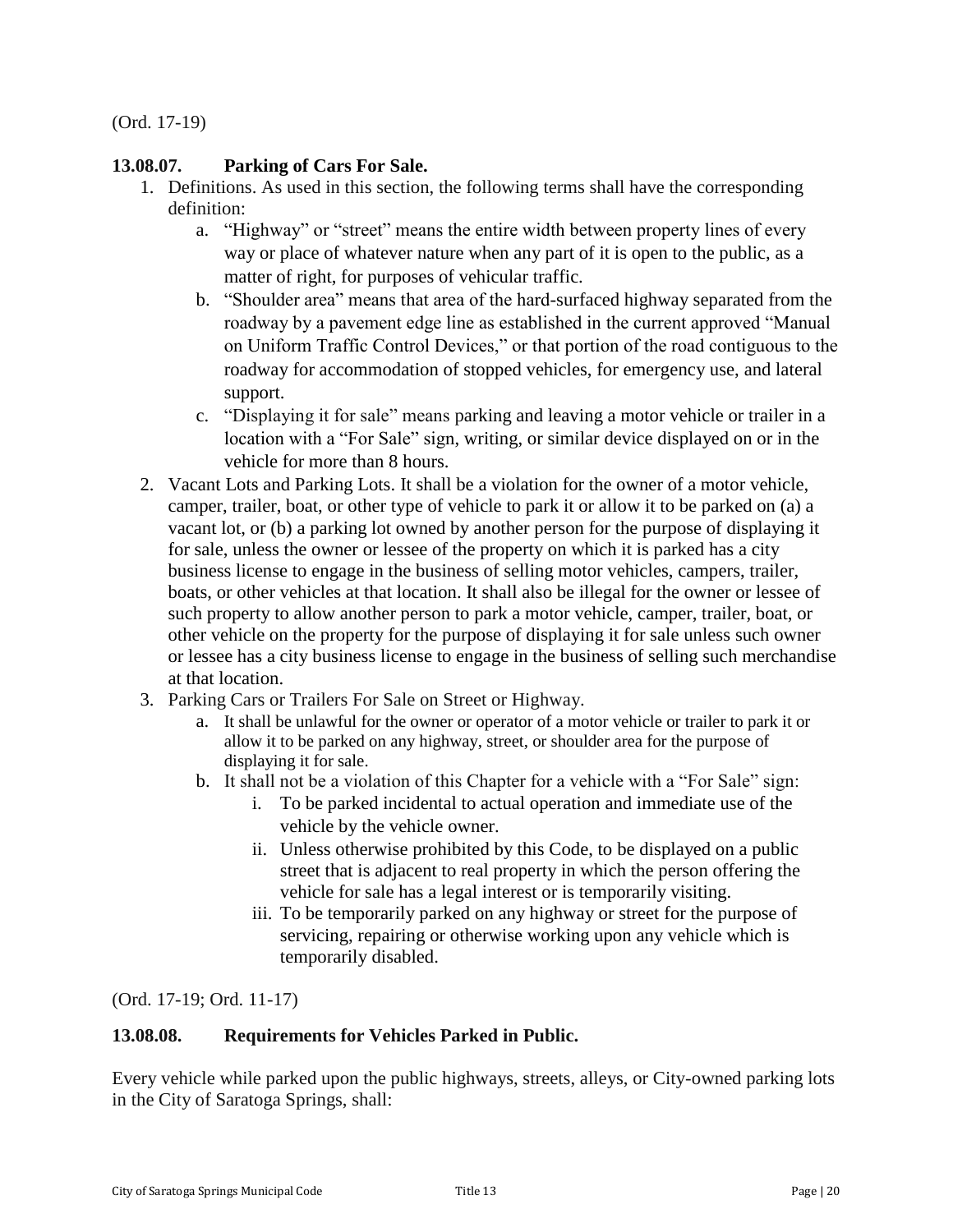(Ord. 17-19)

**13.08.07. Parking of Cars For Sale.**

1. Definitions. As used in this section, the following terms shall have the corresponding definition:
   a. "Highway" or "street" means the entire width between property lines of every way or place of whatever nature when any part of it is open to the public, as a matter of right, for purposes of vehicular traffic.
   b. "Shoulder area" means that area of the hard-surfaced highway separated from the roadway by a pavement edge line as established in the current approved "Manual on Uniform Traffic Control Devices," or that portion of the road contiguous to the roadway for accommodation of stopped vehicles, for emergency use, and lateral support.
   c. "Displaying it for sale" means parking and leaving a motor vehicle or trailer in a location with a "For Sale" sign, writing, or similar device displayed on or in the vehicle for more than 8 hours.
2. Vacant Lots and Parking Lots. It shall be a violation for the owner of a motor vehicle, camper, trailer, boat, or other type of vehicle to park it or allow it to be parked on (a) a vacant lot, or (b) a parking lot owned by another person for the purpose of displaying it for sale, unless the owner or lessee of the property on which it is parked has a city business license to engage in the business of selling motor vehicles, campers, trailer, boats, or other vehicles at that location. It shall also be illegal for the owner or lessee of such property to allow another person to park a motor vehicle, camper, trailer, boat, or other vehicle on the property for the purpose of displaying it for sale unless such owner or lessee has a city business license to engage in the business of selling such merchandise at that location.
3. Parking Cars or Trailers For Sale on Street or Highway.
   a. It shall be unlawful for the owner or operator of a motor vehicle or trailer to park it or allow it to be parked on any highway, street, or shoulder area for the purpose of displaying it for sale.
   b. It shall not be a violation of this Chapter for a vehicle with a "For Sale" sign:
      i. To be parked incidental to actual operation and immediate use of the vehicle by the vehicle owner.
      ii. Unless otherwise prohibited by this Code, to be displayed on a public street that is adjacent to real property in which the person offering the vehicle for sale has a legal interest or is temporarily visiting.
      iii. To be temporarily parked on any highway or street for the purpose of servicing, repairing or otherwise working upon any vehicle which is temporarily disabled.

(Ord. 17-19; Ord. 11-17)

**13.08.08. Requirements for Vehicles Parked in Public.**

Every vehicle while parked upon the public highways, streets, alleys, or City-owned parking lots in the City of Saratoga Springs, shall: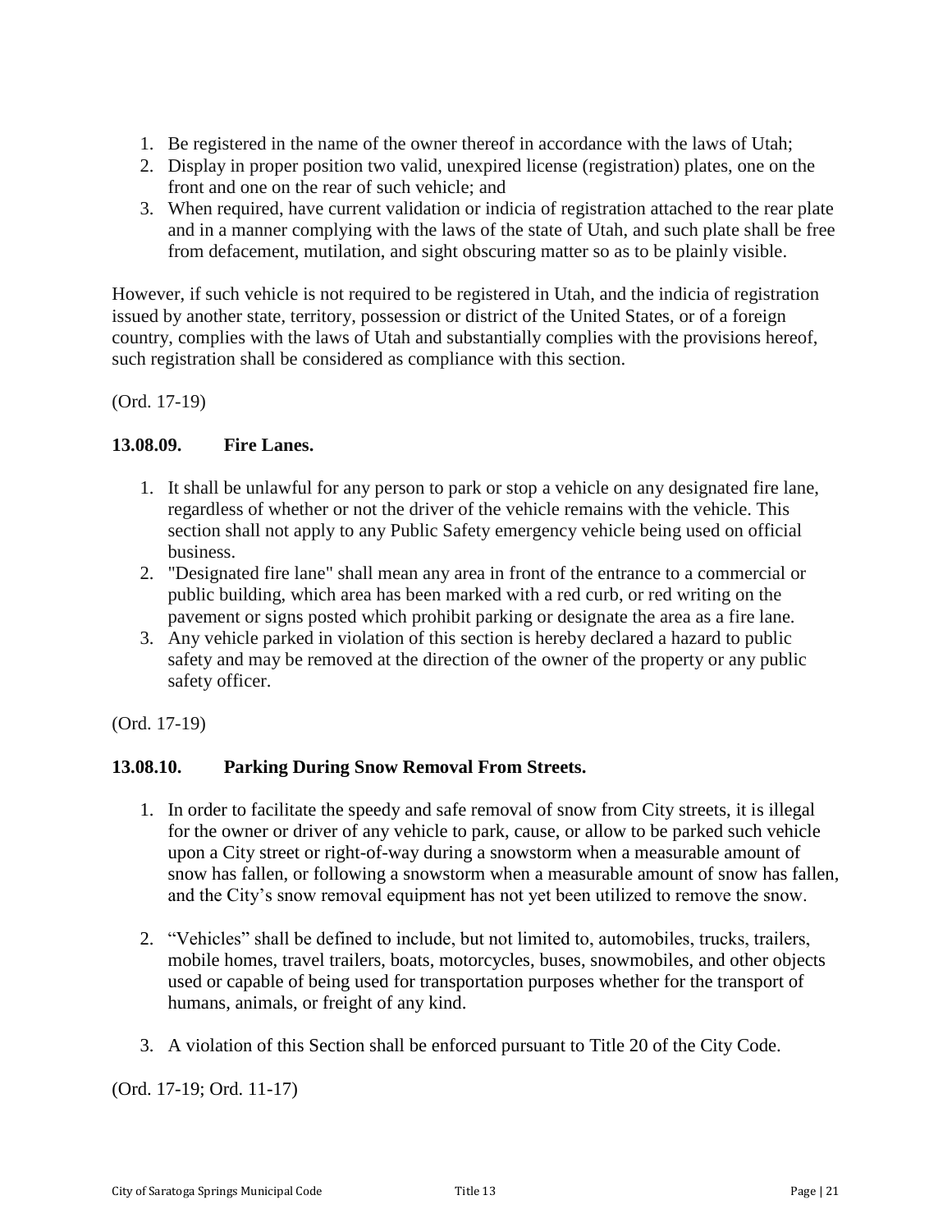1. Be registered in the name of the owner thereof in accordance with the laws of Utah;
2. Display in proper position two valid, unexpired license (registration) plates, one on the front and one on the rear of such vehicle; and
3. When required, have current validation or indicia of registration attached to the rear plate and in a manner complying with the laws of the state of Utah, and such plate shall be free from defacement, mutilation, and sight obscuring matter so as to be plainly visible.

However, if such vehicle is not required to be registered in Utah, and the indicia of registration issued by another state, territory, possession or district of the United States, or of a foreign country, complies with the laws of Utah and substantially complies with the provisions hereof, such registration shall be considered as compliance with this section.

(Ord. 17-19)

**13.08.09. Fire Lanes.**

1. It shall be unlawful for any person to park or stop a vehicle on any designated fire lane, regardless of whether or not the driver of the vehicle remains with the vehicle. This section shall not apply to any Public Safety emergency vehicle being used on official business.
2. "Designated fire lane" shall mean any area in front of the entrance to a commercial or public building, which area has been marked with a red curb, or red writing on the pavement or signs posted which prohibit parking or designate the area as a fire lane.
3. Any vehicle parked in violation of this section is hereby declared a hazard to public safety and may be removed at the direction of the owner of the property or any public safety officer.

(Ord. 17-19)

**13.08.10. Parking During Snow Removal From Streets.**

1. In order to facilitate the speedy and safe removal of snow from City streets, it is illegal for the owner or driver of any vehicle to park, cause, or allow to be parked such vehicle upon a City street or right-of-way during a snowstorm when a measurable amount of snow has fallen, or following a snowstorm when a measurable amount of snow has fallen, and the City's snow removal equipment has not yet been utilized to remove the snow.

2. "Vehicles" shall be defined to include, but not limited to, automobiles, trucks, trailers, mobile homes, travel trailers, boats, motorcycles, buses, snowmobiles, and other objects used or capable of being used for transportation purposes whether for the transport of humans, animals, or freight of any kind.

3. A violation of this Section shall be enforced pursuant to Title 20 of the City Code.

(Ord. 17-19; Ord. 11-17)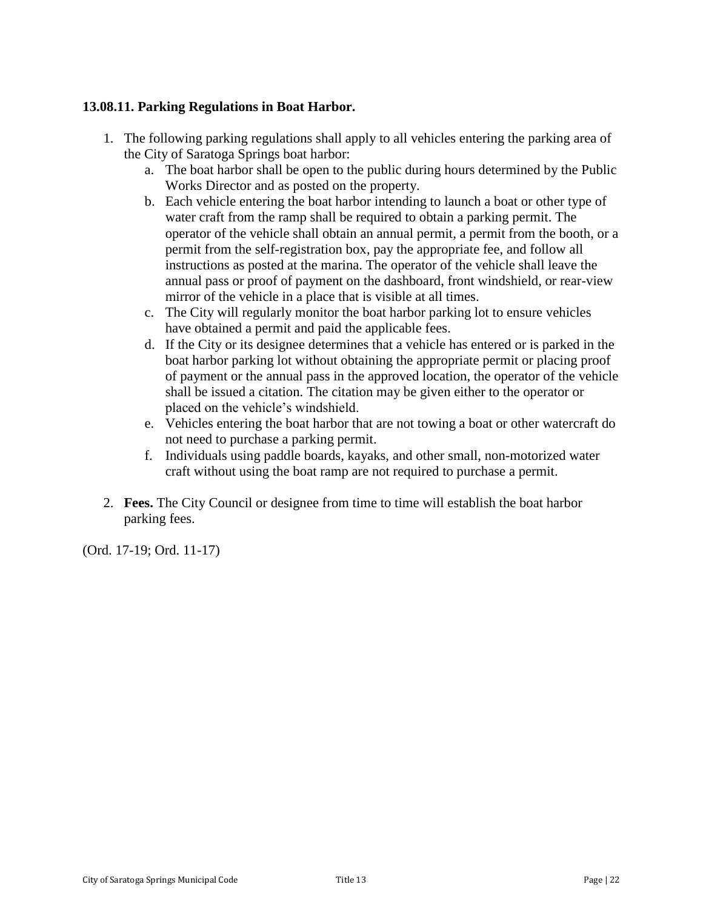### 13.08.11. Parking Regulations in Boat Harbor.

1. The following parking regulations shall apply to all vehicles entering the parking area of the City of Saratoga Springs boat harbor:
   a. The boat harbor shall be open to the public during hours determined by the Public Works Director and as posted on the property.
   b. Each vehicle entering the boat harbor intending to launch a boat or other type of water craft from the ramp shall be required to obtain a parking permit. The operator of the vehicle shall obtain an annual permit, a permit from the booth, or a permit from the self-registration box, pay the appropriate fee, and follow all instructions as posted at the marina. The operator of the vehicle shall leave the annual pass or proof of payment on the dashboard, front windshield, or rear-view mirror of the vehicle in a place that is visible at all times.
   c. The City will regularly monitor the boat harbor parking lot to ensure vehicles have obtained a permit and paid the applicable fees.
   d. If the City or its designee determines that a vehicle has entered or is parked in the boat harbor parking lot without obtaining the appropriate permit or placing proof of payment or the annual pass in the approved location, the operator of the vehicle shall be issued a citation. The citation may be given either to the operator or placed on the vehicle's windshield.
   e. Vehicles entering the boat harbor that are not towing a boat or other watercraft do not need to purchase a parking permit.
   f. Individuals using paddle boards, kayaks, and other small, non-motorized water craft without using the boat ramp are not required to purchase a permit.

2. **Fees.** The City Council or designee from time to time will establish the boat harbor parking fees.

(Ord. 17-19; Ord. 11-17)